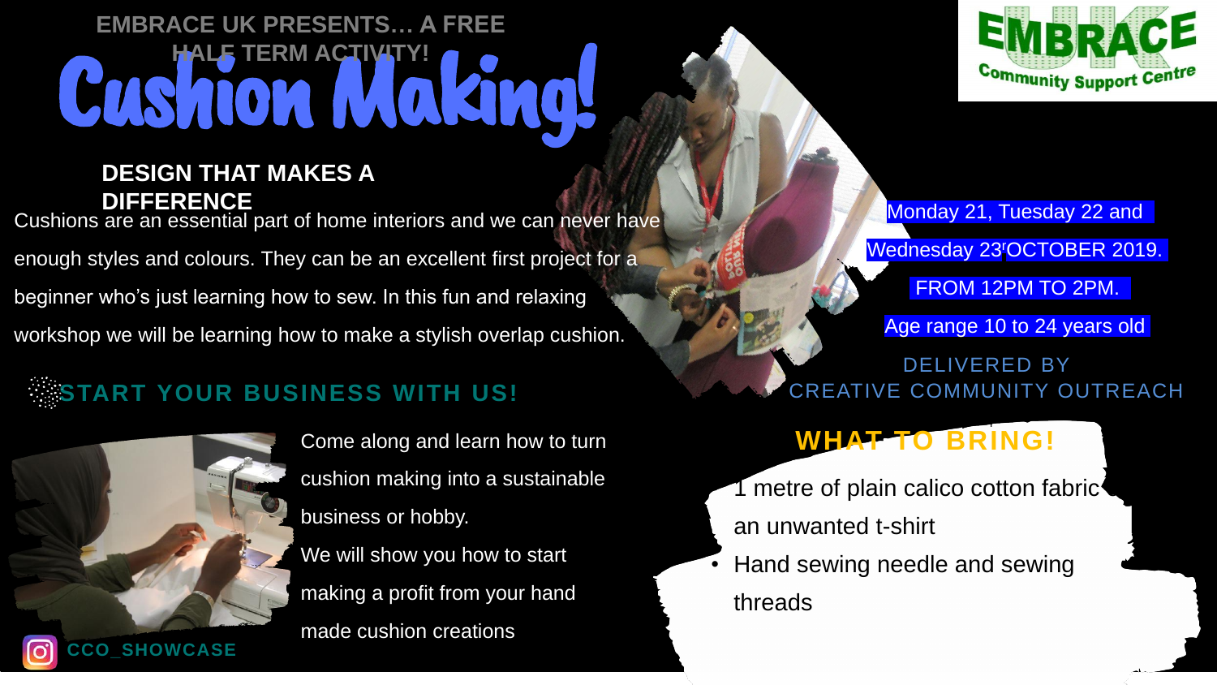EMBRACE UK PRESENTS… A FREE HALF TERM ACTIVITY!

# Cushion Making!

EMBRACE UK Community Support Centre

## DESIGN THAT MAKES A DIFFERENCE

Cushions are an essential part of home interiors and we can never have enough styles and colours. They can be an excellent first project for a beginner who's just learning how to sew. In this fun and relaxing workshop we will be learning how to make a stylish overlap cushion.

Monday 21, Tuesday 22 and Wednesday 23 OCTOBER 2019.

FROM 12PM TO 2PM.

Age range 10 to 24 years old

DELIVERED BY CREATIVE COMMUNITY OUTREACH

## START YOUR BUSINESS WITH US!

Come along and learn how to turn cushion making into a sustainable business or hobby.

We will show you how to start making a profit from your hand made cushion creations

## WHAT TO BRING!

1 metre of plain calico cotton fabric

an unwanted t-shirt

- Hand sewing needle and sewing threads

CCO_SHOWCASE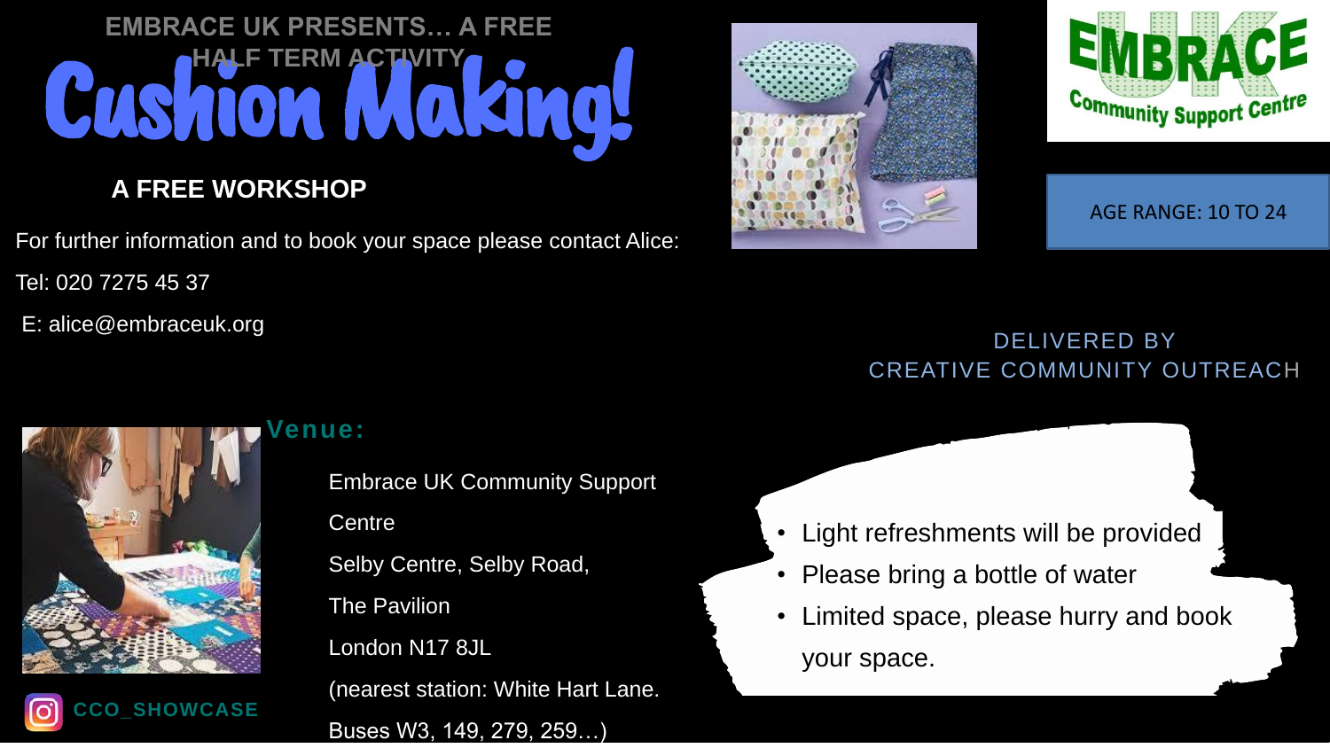EMBRACE UK PRESENTS… A FREE HALF TERM ACTIVITY

# Cushion Making!

**A FREE WORKSHOP**

For further information and to book your space please contact Alice:

Tel: 020 7275 45 37

E: alice@embraceuk.org

EMBRACE UK Community Support Centre

AGE RANGE: 10 TO 24

DELIVERED BY
CREATIVE COMMUNITY OUTREACH

**Venue:**

Embrace UK Community Support Centre
Selby Centre, Selby Road,
The Pavilion
London N17 8JL
(nearest station: White Hart Lane.
Buses W3, 149, 279, 259…)

- Light refreshments will be provided
- Please bring a bottle of water
- Limited space, please hurry and book your space.

CCO_SHOWCASE